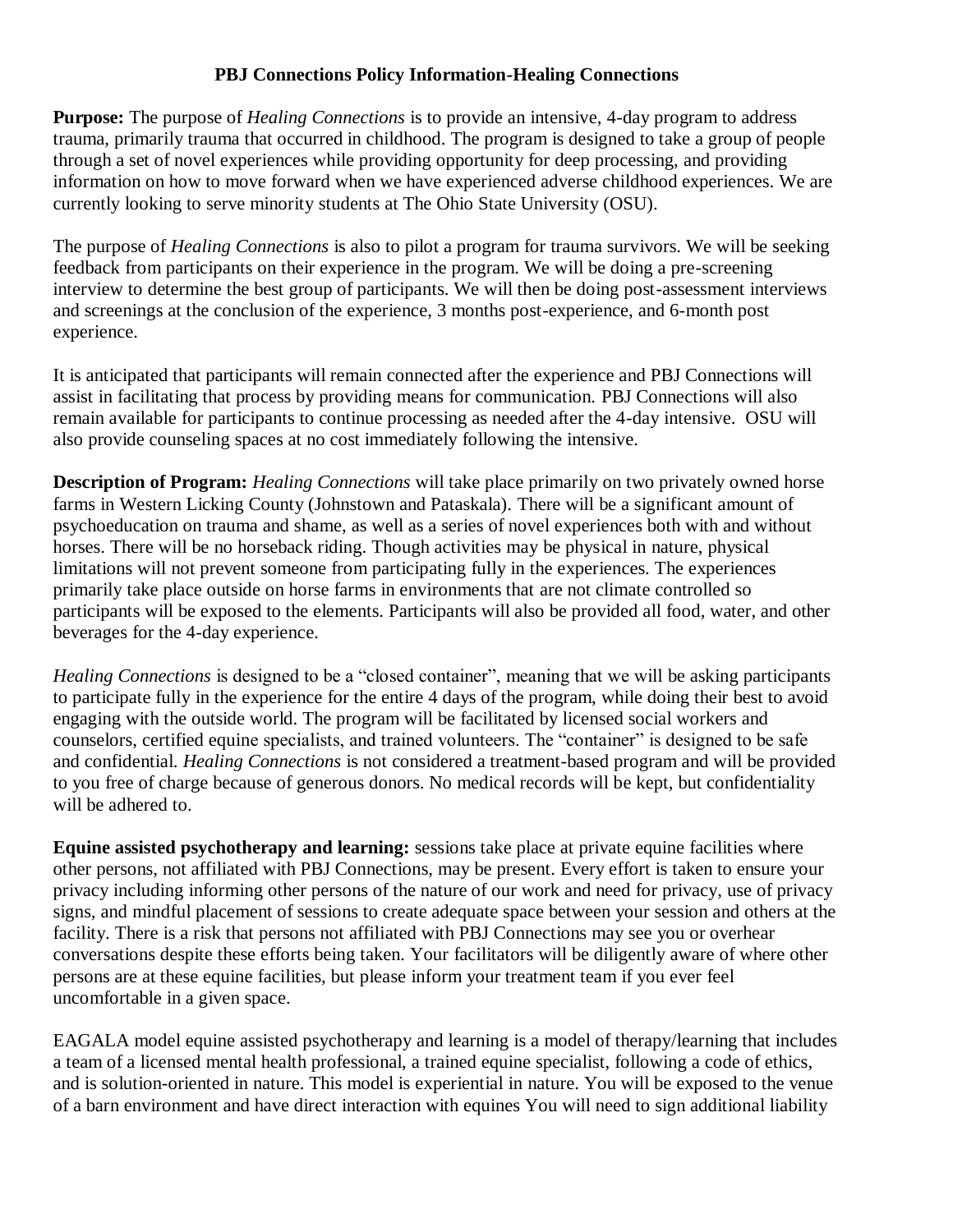**PBJ Connections Policy Information-Healing Connections**

**Purpose:** The purpose of *Healing Connections* is to provide an intensive, 4-day program to address trauma, primarily trauma that occurred in childhood. The program is designed to take a group of people through a set of novel experiences while providing opportunity for deep processing, and providing information on how to move forward when we have experienced adverse childhood experiences. We are currently looking to serve minority students at The Ohio State University (OSU).

The purpose of *Healing Connections* is also to pilot a program for trauma survivors. We will be seeking feedback from participants on their experience in the program. We will be doing a pre-screening interview to determine the best group of participants. We will then be doing post-assessment interviews and screenings at the conclusion of the experience, 3 months post-experience, and 6-month post experience.

It is anticipated that participants will remain connected after the experience and PBJ Connections will assist in facilitating that process by providing means for communication. PBJ Connections will also remain available for participants to continue processing as needed after the 4-day intensive. OSU will also provide counseling spaces at no cost immediately following the intensive.

**Description of Program:** *Healing Connections* will take place primarily on two privately owned horse farms in Western Licking County (Johnstown and Pataskala). There will be a significant amount of psychoeducation on trauma and shame, as well as a series of novel experiences both with and without horses. There will be no horseback riding. Though activities may be physical in nature, physical limitations will not prevent someone from participating fully in the experiences. The experiences primarily take place outside on horse farms in environments that are not climate controlled so participants will be exposed to the elements. Participants will also be provided all food, water, and other beverages for the 4-day experience.

*Healing Connections* is designed to be a "closed container", meaning that we will be asking participants to participate fully in the experience for the entire 4 days of the program, while doing their best to avoid engaging with the outside world. The program will be facilitated by licensed social workers and counselors, certified equine specialists, and trained volunteers. The "container" is designed to be safe and confidential. *Healing Connections* is not considered a treatment-based program and will be provided to you free of charge because of generous donors. No medical records will be kept, but confidentiality will be adhered to.

**Equine assisted psychotherapy and learning:** sessions take place at private equine facilities where other persons, not affiliated with PBJ Connections, may be present. Every effort is taken to ensure your privacy including informing other persons of the nature of our work and need for privacy, use of privacy signs, and mindful placement of sessions to create adequate space between your session and others at the facility. There is a risk that persons not affiliated with PBJ Connections may see you or overhear conversations despite these efforts being taken. Your facilitators will be diligently aware of where other persons are at these equine facilities, but please inform your treatment team if you ever feel uncomfortable in a given space.

EAGALA model equine assisted psychotherapy and learning is a model of therapy/learning that includes a team of a licensed mental health professional, a trained equine specialist, following a code of ethics, and is solution-oriented in nature. This model is experiential in nature. You will be exposed to the venue of a barn environment and have direct interaction with equines You will need to sign additional liability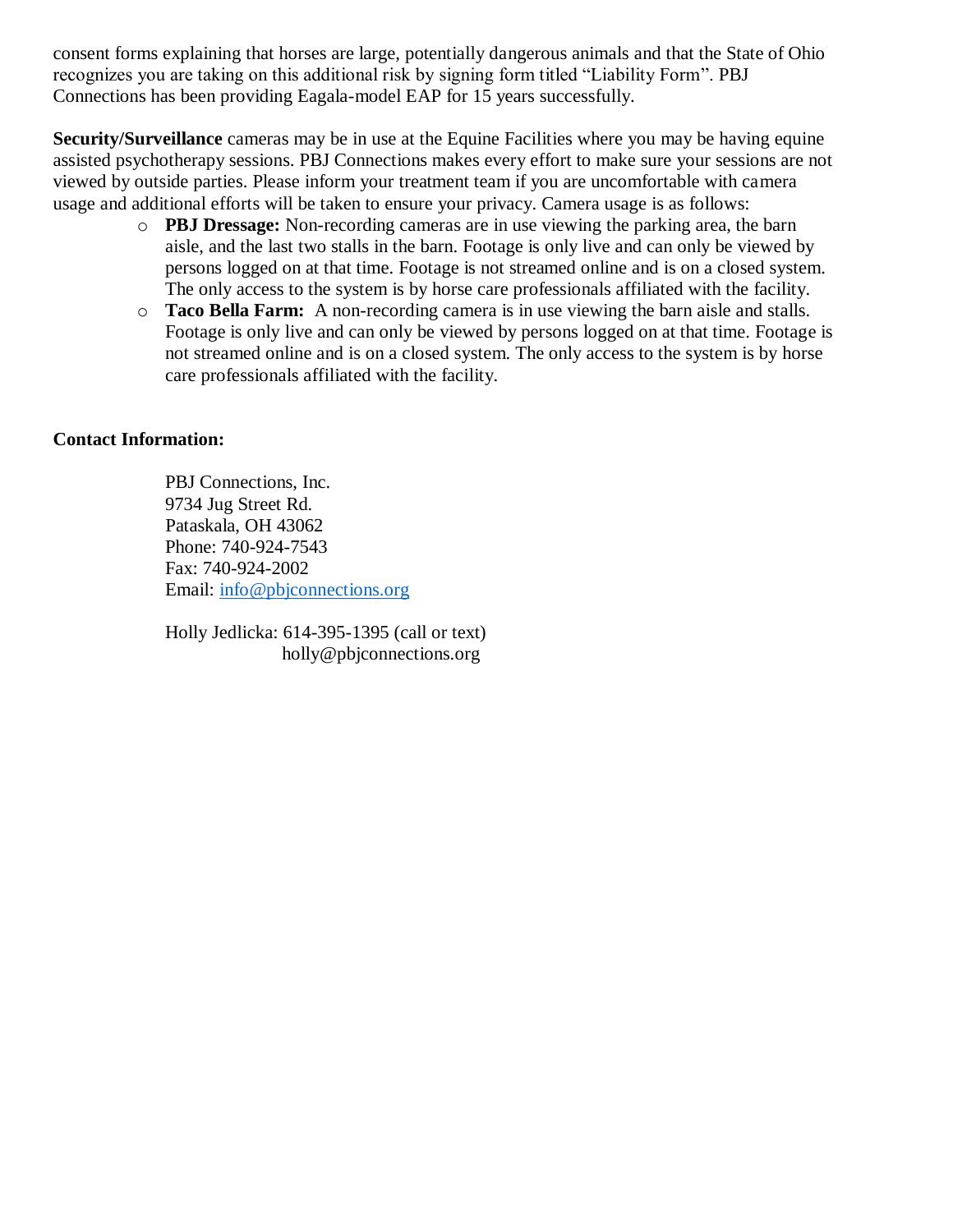consent forms explaining that horses are large, potentially dangerous animals and that the State of Ohio recognizes you are taking on this additional risk by signing form titled "Liability Form". PBJ Connections has been providing Eagala-model EAP for 15 years successfully.

**Security/Surveillance** cameras may be in use at the Equine Facilities where you may be having equine assisted psychotherapy sessions. PBJ Connections makes every effort to make sure your sessions are not viewed by outside parties. Please inform your treatment team if you are uncomfortable with camera usage and additional efforts will be taken to ensure your privacy. Camera usage is as follows:

- **PBJ Dressage:** Non-recording cameras are in use viewing the parking area, the barn aisle, and the last two stalls in the barn. Footage is only live and can only be viewed by persons logged on at that time. Footage is not streamed online and is on a closed system. The only access to the system is by horse care professionals affiliated with the facility.
- **Taco Bella Farm:** A non-recording camera is in use viewing the barn aisle and stalls. Footage is only live and can only be viewed by persons logged on at that time. Footage is not streamed online and is on a closed system. The only access to the system is by horse care professionals affiliated with the facility.

**Contact Information:**

PBJ Connections, Inc.
9734 Jug Street Rd.
Pataskala, OH 43062
Phone: 740-924-7543
Fax: 740-924-2002
Email: info@pbjconnections.org

Holly Jedlicka: 614-395-1395 (call or text)
holly@pbjconnections.org